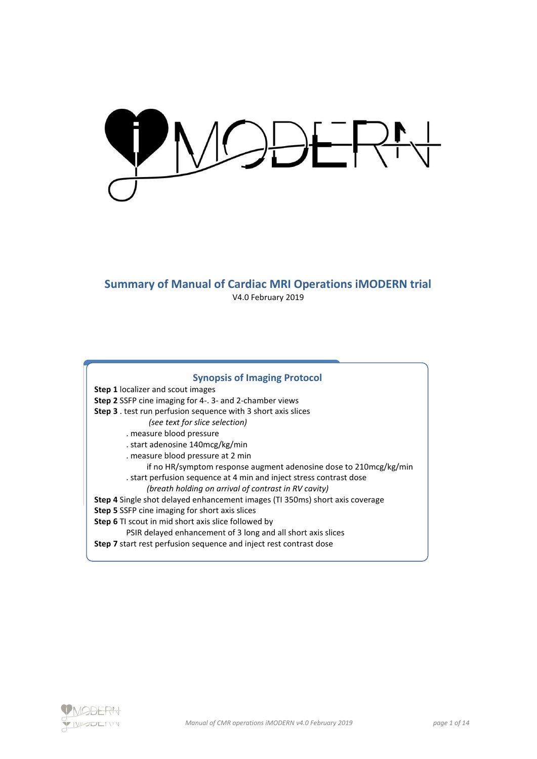# Summary of Manual of Cardiac MRI Operations iMODERN trial

V4.0 February 2019

## Synopsis of Imaging Protocol

**Step 1** localizer and scout images

**Step 2** SSFP cine imaging for 4-. 3- and 2-chamber views

**Step 3** . test run perfusion sequence with 3 short axis slices

*(see text for slice selection)*

. measure blood pressure

. start adenosine 140mcg/kg/min

. measure blood pressure at 2 min

if no HR/symptom response augment adenosine dose to 210mcg/kg/min

. start perfusion sequence at 4 min and inject stress contrast dose

*(breath holding on arrival of contrast in RV cavity)*

**Step 4** Single shot delayed enhancement images (TI 350ms) short axis coverage

**Step 5** SSFP cine imaging for short axis slices

**Step 6** TI scout in mid short axis slice followed by

PSIR delayed enhancement of 3 long and all short axis slices

**Step 7** start rest perfusion sequence and inject rest contrast dose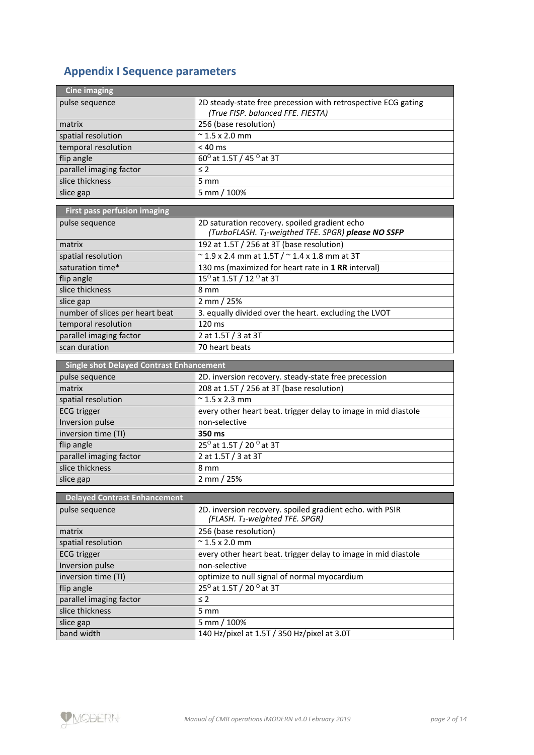## Appendix I Sequence parameters

| Cine imaging | |
|---|---|
| pulse sequence | 2D steady-state free precession with retrospective ECG gating *(True FISP. balanced FFE. FIESTA)* |
| matrix | 256 (base resolution) |
| spatial resolution | ~ 1.5 x 2.0 mm |
| temporal resolution | < 40 ms |
| flip angle | 60$^{O}$ at 1.5T / 45 $^{O}$ at 3T |
| parallel imaging factor | ≤ 2 |
| slice thickness | 5 mm |
| slice gap | 5 mm / 100% |

| First pass perfusion imaging | |
|---|---|
| pulse sequence | 2D saturation recovery. spoiled gradient echo *(TurboFLASH. $T_1$-weigthed TFE. SPGR)* ***please NO SSFP*** |
| matrix | 192 at 1.5T / 256 at 3T (base resolution) |
| spatial resolution | ~ 1.9 x 2.4 mm at 1.5T / ~ 1.4 x 1.8 mm at 3T |
| saturation time* | 130 ms (maximized for heart rate in **1 RR** interval) |
| flip angle | 15$^{O}$ at 1.5T / 12 $^{O}$ at 3T |
| slice thickness | 8 mm |
| slice gap | 2 mm / 25% |
| number of slices per heart beat | 3. equally divided over the heart. excluding the LVOT |
| temporal resolution | 120 ms |
| parallel imaging factor | 2 at 1.5T / 3 at 3T |
| scan duration | 70 heart beats |

| Single shot Delayed Contrast Enhancement | |
|---|---|
| pulse sequence | 2D. inversion recovery. steady-state free precession |
| matrix | 208 at 1.5T / 256 at 3T (base resolution) |
| spatial resolution | ~ 1.5 x 2.3 mm |
| ECG trigger | every other heart beat. trigger delay to image in mid diastole |
| Inversion pulse | non-selective |
| inversion time (TI) | **350 ms** |
| flip angle | 25$^{O}$ at 1.5T / 20 $^{O}$ at 3T |
| parallel imaging factor | 2 at 1.5T / 3 at 3T |
| slice thickness | 8 mm |
| slice gap | 2 mm / 25% |

| Delayed Contrast Enhancement | |
|---|---|
| pulse sequence | 2D. inversion recovery. spoiled gradient echo. with PSIR *(FLASH. $T_1$-weighted TFE. SPGR)* |
| matrix | 256 (base resolution) |
| spatial resolution | ~ 1.5 x 2.0 mm |
| ECG trigger | every other heart beat. trigger delay to image in mid diastole |
| Inversion pulse | non-selective |
| inversion time (TI) | optimize to null signal of normal myocardium |
| flip angle | 25$^{O}$ at 1.5T / 20 $^{O}$ at 3T |
| parallel imaging factor | ≤ 2 |
| slice thickness | 5 mm |
| slice gap | 5 mm / 100% |
| band width | 140 Hz/pixel at 1.5T / 350 Hz/pixel at 3.0T |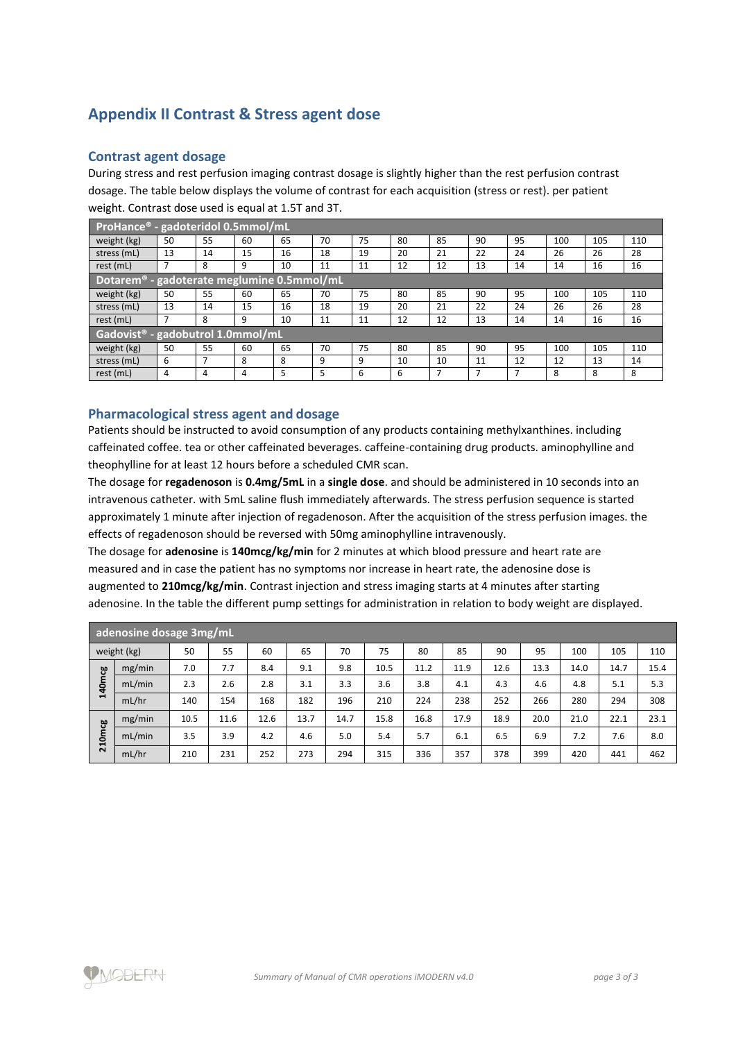## Appendix II Contrast & Stress agent dose

### Contrast agent dosage

During stress and rest perfusion imaging contrast dosage is slightly higher than the rest perfusion contrast dosage. The table below displays the volume of contrast for each acquisition (stress or rest). per patient weight. Contrast dose used is equal at 1.5T and 3T.

| ProHance® - gadoteridol 0.5mmol/mL | | | | | | | | | | | | | |
|---|---|---|---|---|---|---|---|---|---|---|---|---|---|
| weight (kg) | 50 | 55 | 60 | 65 | 70 | 75 | 80 | 85 | 90 | 95 | 100 | 105 | 110 |
| stress (mL) | 13 | 14 | 15 | 16 | 18 | 19 | 20 | 21 | 22 | 24 | 26 | 26 | 28 |
| rest (mL) | 7 | 8 | 9 | 10 | 11 | 11 | 12 | 12 | 13 | 14 | 14 | 16 | 16 |
| **Dotarem® - gadoterate meglumine 0.5mmol/mL** | | | | | | | | | | | | | |
| weight (kg) | 50 | 55 | 60 | 65 | 70 | 75 | 80 | 85 | 90 | 95 | 100 | 105 | 110 |
| stress (mL) | 13 | 14 | 15 | 16 | 18 | 19 | 20 | 21 | 22 | 24 | 26 | 26 | 28 |
| rest (mL) | 7 | 8 | 9 | 10 | 11 | 11 | 12 | 12 | 13 | 14 | 14 | 16 | 16 |
| **Gadovist® - gadobutrol 1.0mmol/mL** | | | | | | | | | | | | | |
| weight (kg) | 50 | 55 | 60 | 65 | 70 | 75 | 80 | 85 | 90 | 95 | 100 | 105 | 110 |
| stress (mL) | 6 | 7 | 8 | 8 | 9 | 9 | 10 | 10 | 11 | 12 | 12 | 13 | 14 |
| rest (mL) | 4 | 4 | 4 | 5 | 5 | 6 | 6 | 7 | 7 | 7 | 8 | 8 | 8 |

### Pharmacological stress agent and dosage

Patients should be instructed to avoid consumption of any products containing methylxanthines. including caffeinated coffee. tea or other caffeinated beverages. caffeine-containing drug products. aminophylline and theophylline for at least 12 hours before a scheduled CMR scan.

The dosage for **regadenoson** is **0.4mg/5mL** in a **single dose**. and should be administered in 10 seconds into an intravenous catheter. with 5mL saline flush immediately afterwards. The stress perfusion sequence is started approximately 1 minute after injection of regadenoson. After the acquisition of the stress perfusion images. the effects of regadenoson should be reversed with 50mg aminophylline intravenously.

The dosage for **adenosine** is **140mcg/kg/min** for 2 minutes at which blood pressure and heart rate are measured and in case the patient has no symptoms nor increase in heart rate, the adenosine dose is augmented to **210mcg/kg/min**. Contrast injection and stress imaging starts at 4 minutes after starting adenosine. In the table the different pump settings for administration in relation to body weight are displayed.

| adenosine dosage 3mg/mL | | | | | | | | | | | | | | |
|---|---|---|---|---|---|---|---|---|---|---|---|---|---|---|
| weight (kg) | | 50 | 55 | 60 | 65 | 70 | 75 | 80 | 85 | 90 | 95 | 100 | 105 | 110 |
| 140mcg | mg/min | 7.0 | 7.7 | 8.4 | 9.1 | 9.8 | 10.5 | 11.2 | 11.9 | 12.6 | 13.3 | 14.0 | 14.7 | 15.4 |
| | mL/min | 2.3 | 2.6 | 2.8 | 3.1 | 3.3 | 3.6 | 3.8 | 4.1 | 4.3 | 4.6 | 4.8 | 5.1 | 5.3 |
| | mL/hr | 140 | 154 | 168 | 182 | 196 | 210 | 224 | 238 | 252 | 266 | 280 | 294 | 308 |
| 210mcg | mg/min | 10.5 | 11.6 | 12.6 | 13.7 | 14.7 | 15.8 | 16.8 | 17.9 | 18.9 | 20.0 | 21.0 | 22.1 | 23.1 |
| | mL/min | 3.5 | 3.9 | 4.2 | 4.6 | 5.0 | 5.4 | 5.7 | 6.1 | 6.5 | 6.9 | 7.2 | 7.6 | 8.0 |
| | mL/hr | 210 | 231 | 252 | 273 | 294 | 315 | 336 | 357 | 378 | 399 | 420 | 441 | 462 |